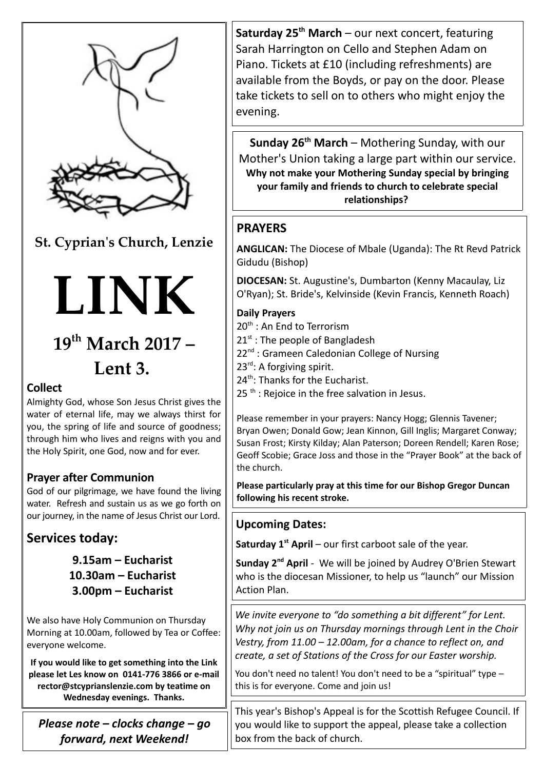St. Cyprian's Church, Lenzie

# LINK

## 19th March 2017 – Lent 3.

### Collect

Almighty God, whose Son Jesus Christ gives the water of eternal life, may we always thirst for you, the spring of life and source of goodness; through him who lives and reigns with you and the Holy Spirit, one God, now and for ever.

### Prayer after Communion

God of our pilgrimage, we have found the living water. Refresh and sustain us as we go forth on our journey, in the name of Jesus Christ our Lord.

## Services today:

**9.15am – Eucharist**
**10.30am – Eucharist**
**3.00pm – Eucharist**

We also have Holy Communion on Thursday Morning at 10.00am, followed by Tea or Coffee: everyone welcome.

**If you would like to get something into the Link please let Les know on 0141-776 3866 or e-mail rector@stcyprianslenzie.com by teatime on Wednesday evenings. Thanks.**

***Please note – clocks change – go forward, next Weekend!***

**Saturday 25th March** – our next concert, featuring Sarah Harrington on Cello and Stephen Adam on Piano. Tickets at £10 (including refreshments) are available from the Boyds, or pay on the door. Please take tickets to sell on to others who might enjoy the evening.

**Sunday 26th March** – Mothering Sunday, with our Mother's Union taking a large part within our service. **Why not make your Mothering Sunday special by bringing your family and friends to church to celebrate special relationships?**

### PRAYERS

**ANGLICAN:** The Diocese of Mbale (Uganda): The Rt Revd Patrick Gidudu (Bishop)

**DIOCESAN:** St. Augustine's, Dumbarton (Kenny Macaulay, Liz O'Ryan); St. Bride's, Kelvinside (Kevin Francis, Kenneth Roach)

**Daily Prayers**

20th : An End to Terrorism
21st : The people of Bangladesh
22nd : Grameen Caledonian College of Nursing
23rd: A forgiving spirit.
24th: Thanks for the Eucharist.
25 th : Rejoice in the free salvation in Jesus.

Please remember in your prayers: Nancy Hogg; Glennis Tavener; Bryan Owen; Donald Gow; Jean Kinnon, Gill Inglis; Margaret Conway; Susan Frost; Kirsty Kilday; Alan Paterson; Doreen Rendell; Karen Rose; Geoff Scobie; Grace Joss and those in the "Prayer Book" at the back of the church.

**Please particularly pray at this time for our Bishop Gregor Duncan following his recent stroke.**

### Upcoming Dates:

**Saturday 1st April** – our first carboot sale of the year.

**Sunday 2nd April** - We will be joined by Audrey O'Brien Stewart who is the diocesan Missioner, to help us "launch" our Mission Action Plan.

*We invite everyone to "do something a bit different" for Lent. Why not join us on Thursday mornings through Lent in the Choir Vestry, from 11.00 – 12.00am, for a chance to reflect on, and create, a set of Stations of the Cross for our Easter worship.*

You don't need no talent! You don't need to be a "spiritual" type – this is for everyone. Come and join us!

This year's Bishop's Appeal is for the Scottish Refugee Council. If you would like to support the appeal, please take a collection box from the back of church.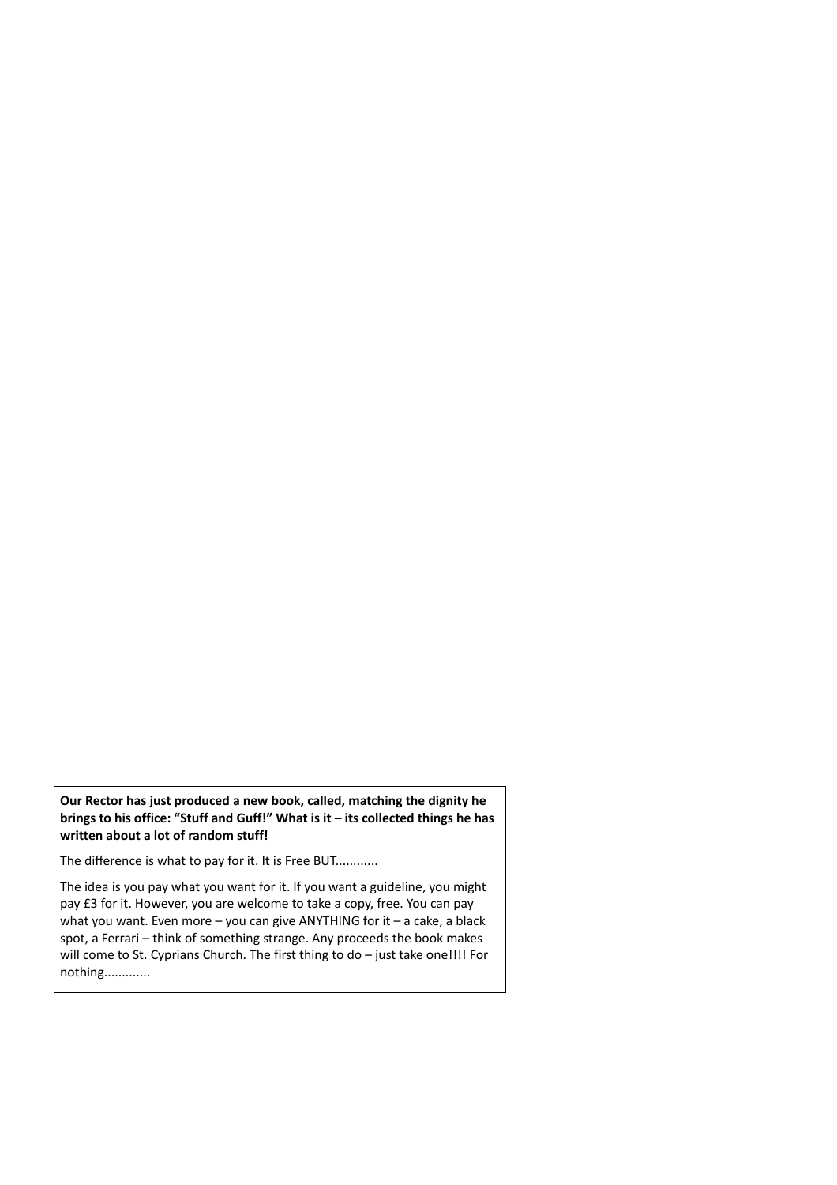**Our Rector has just produced a new book, called, matching the dignity he brings to his office: "Stuff and Guff!" What is it – its collected things he has written about a lot of random stuff!**

The difference is what to pay for it. It is Free BUT...........

The idea is you pay what you want for it. If you want a guideline, you might pay £3 for it. However, you are welcome to take a copy, free. You can pay what you want. Even more – you can give ANYTHING for it – a cake, a black spot, a Ferrari – think of something strange. Any proceeds the book makes will come to St. Cyprians Church. The first thing to do – just take one!!!! For nothing............